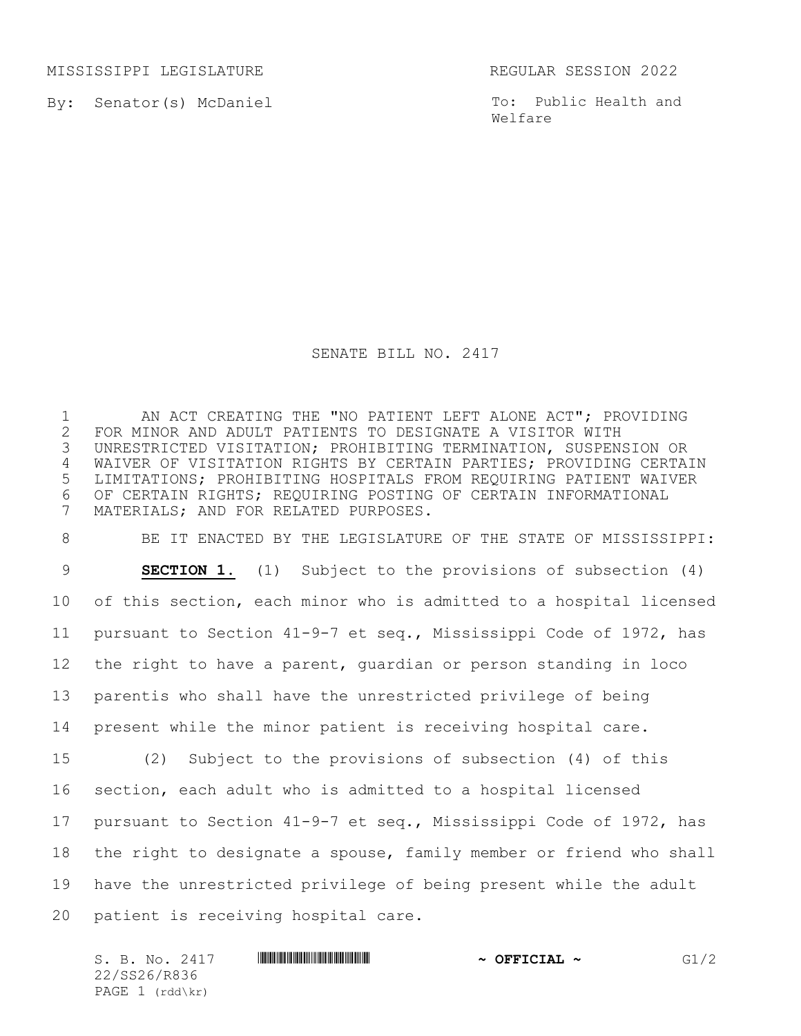MISSISSIPPI LEGISLATURE REGULAR SESSION 2022

By: Senator(s) McDaniel

To: Public Health and Welfare

# SENATE BILL NO. 2417

AN ACT CREATING THE "NO PATIENT LEFT ALONE ACT"; PROVIDING FOR MINOR AND ADULT PATIENTS TO DESIGNATE A VISITOR WITH UNRESTRICTED VISITATION; PROHIBITING TERMINATION, SUSPENSION OR WAIVER OF VISITATION RIGHTS BY CERTAIN PARTIES; PROVIDING CERTAIN LIMITATIONS; PROHIBITING HOSPITALS FROM REQUIRING PATIENT WAIVER OF CERTAIN RIGHTS; REQUIRING POSTING OF CERTAIN INFORMATIONAL MATERIALS; AND FOR RELATED PURPOSES.

BE IT ENACTED BY THE LEGISLATURE OF THE STATE OF MISSISSIPPI:

**SECTION 1.** (1) Subject to the provisions of subsection (4) of this section, each minor who is admitted to a hospital licensed pursuant to Section 41-9-7 et seq., Mississippi Code of 1972, has the right to have a parent, guardian or person standing in loco parentis who shall have the unrestricted privilege of being present while the minor patient is receiving hospital care.

(2) Subject to the provisions of subsection (4) of this section, each adult who is admitted to a hospital licensed pursuant to Section 41-9-7 et seq., Mississippi Code of 1972, has the right to designate a spouse, family member or friend who shall have the unrestricted privilege of being present while the adult patient is receiving hospital care.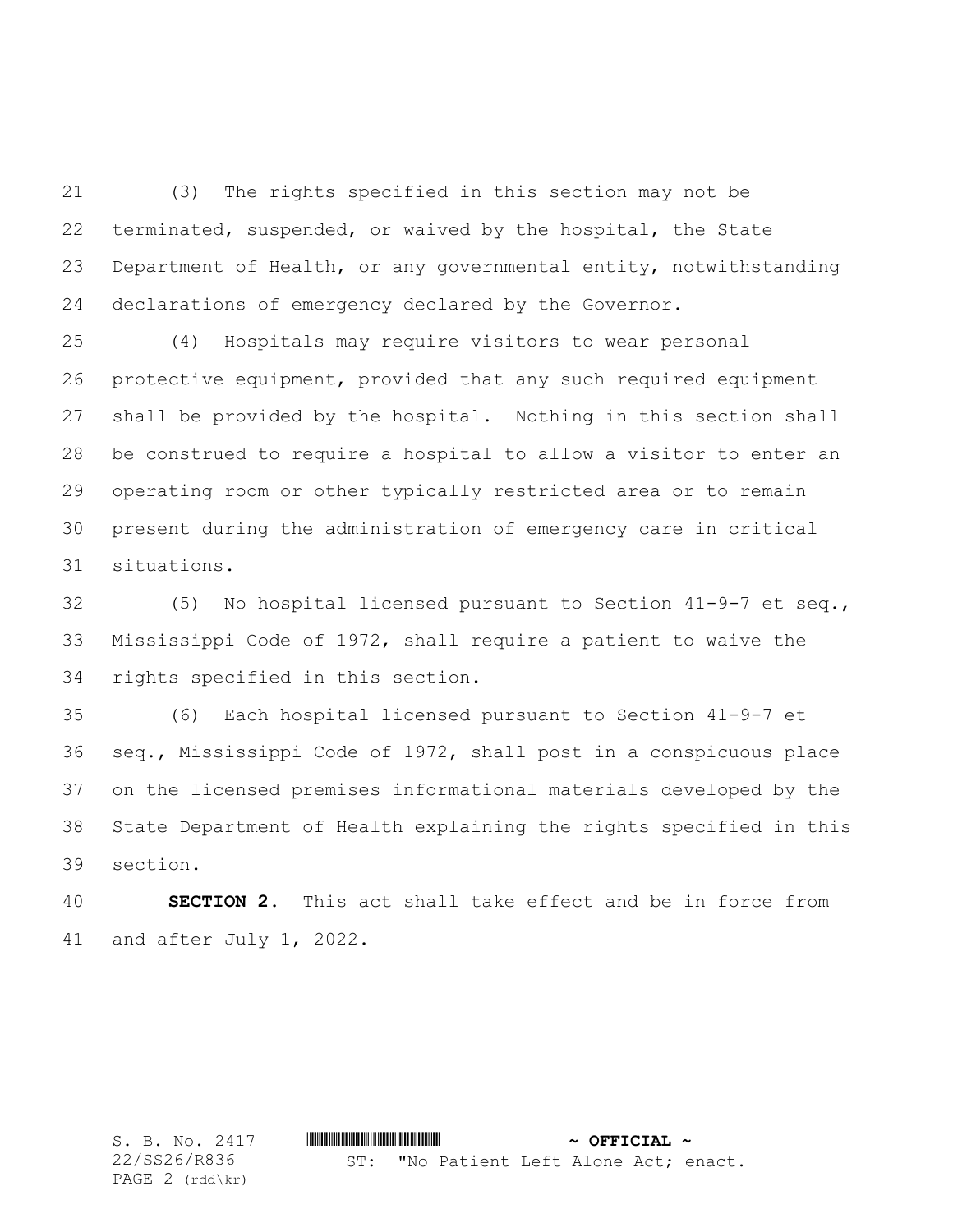(3) The rights specified in this section may not be terminated, suspended, or waived by the hospital, the State Department of Health, or any governmental entity, notwithstanding declarations of emergency declared by the Governor.

(4) Hospitals may require visitors to wear personal protective equipment, provided that any such required equipment shall be provided by the hospital. Nothing in this section shall be construed to require a hospital to allow a visitor to enter an operating room or other typically restricted area or to remain present during the administration of emergency care in critical situations.

(5) No hospital licensed pursuant to Section 41-9-7 et seq., Mississippi Code of 1972, shall require a patient to waive the rights specified in this section.

(6) Each hospital licensed pursuant to Section 41-9-7 et seq., Mississippi Code of 1972, shall post in a conspicuous place on the licensed premises informational materials developed by the State Department of Health explaining the rights specified in this section.

**SECTION 2.** This act shall take effect and be in force from and after July 1, 2022.